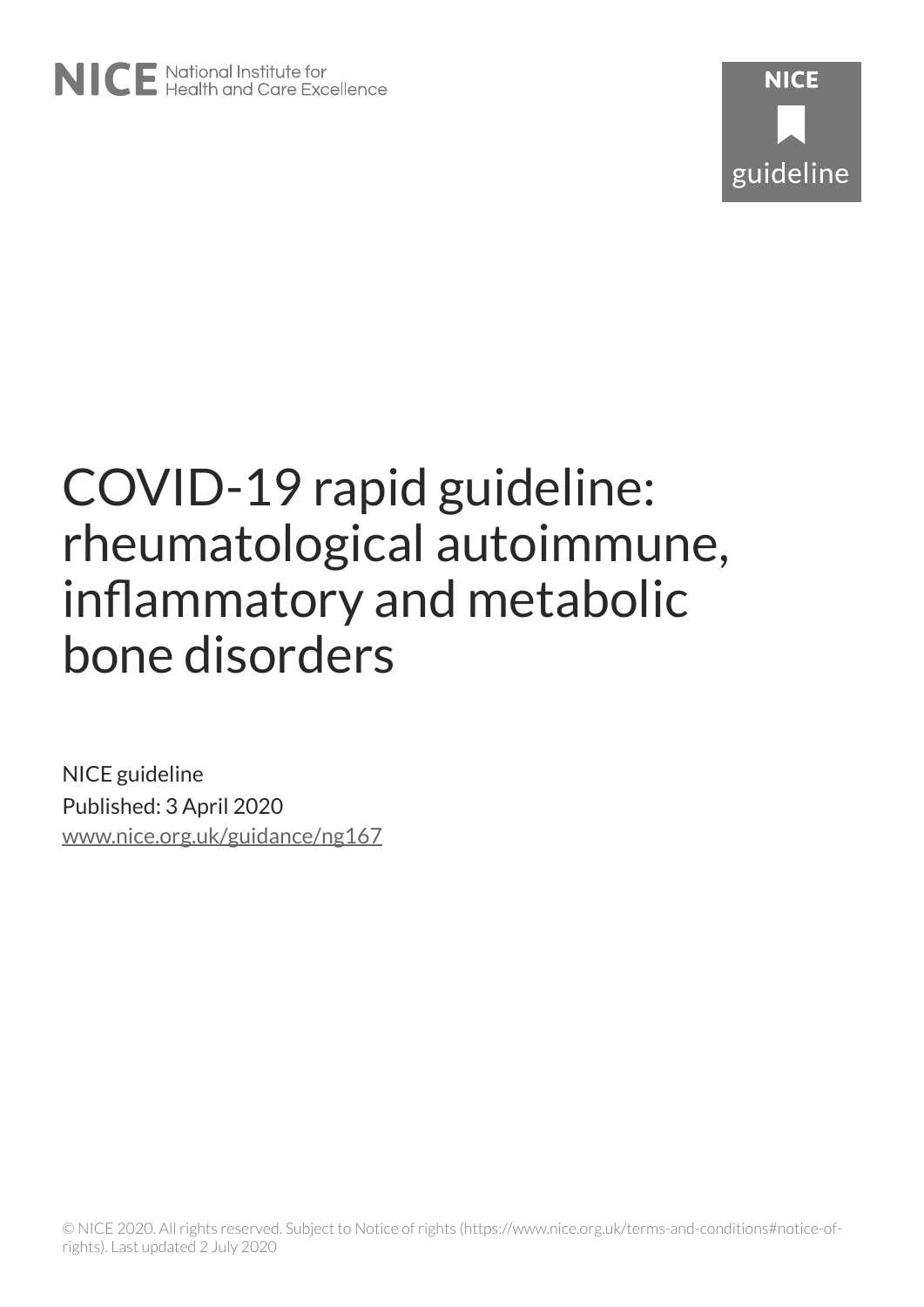NICE National Institute for Health and Care Excellence

NICE guideline

# COVID-19 rapid guideline: rheumatological autoimmune, inflammatory and metabolic bone disorders

NICE guideline

Published: 3 April 2020

www.nice.org.uk/guidance/ng167

© NICE 2020. All rights reserved. Subject to Notice of rights (https://www.nice.org.uk/terms-and-conditions#notice-of-rights). Last updated 2 July 2020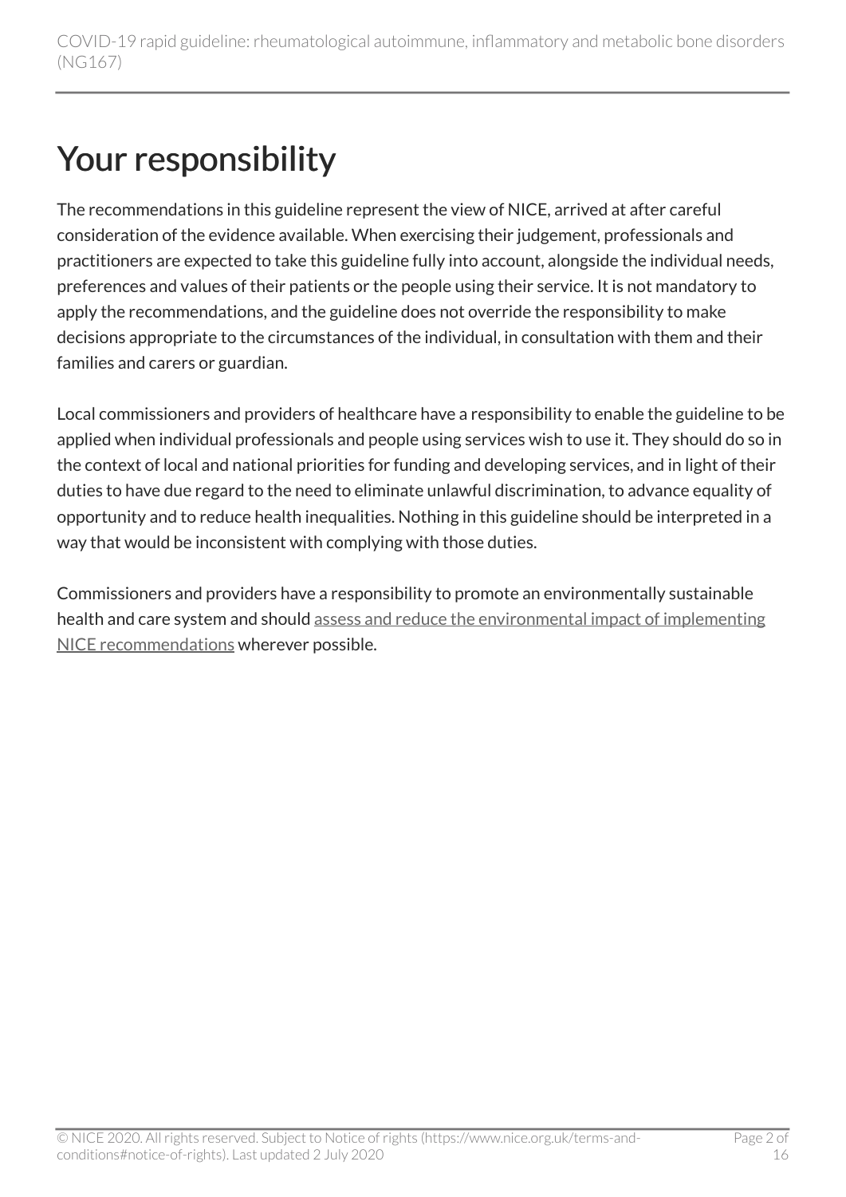# Your responsibility

The recommendations in this guideline represent the view of NICE, arrived at after careful consideration of the evidence available. When exercising their judgement, professionals and practitioners are expected to take this guideline fully into account, alongside the individual needs, preferences and values of their patients or the people using their service. It is not mandatory to apply the recommendations, and the guideline does not override the responsibility to make decisions appropriate to the circumstances of the individual, in consultation with them and their families and carers or guardian.

Local commissioners and providers of healthcare have a responsibility to enable the guideline to be applied when individual professionals and people using services wish to use it. They should do so in the context of local and national priorities for funding and developing services, and in light of their duties to have due regard to the need to eliminate unlawful discrimination, to advance equality of opportunity and to reduce health inequalities. Nothing in this guideline should be interpreted in a way that would be inconsistent with complying with those duties.

Commissioners and providers have a responsibility to promote an environmentally sustainable health and care system and should assess and reduce the environmental impact of implementing NICE recommendations wherever possible.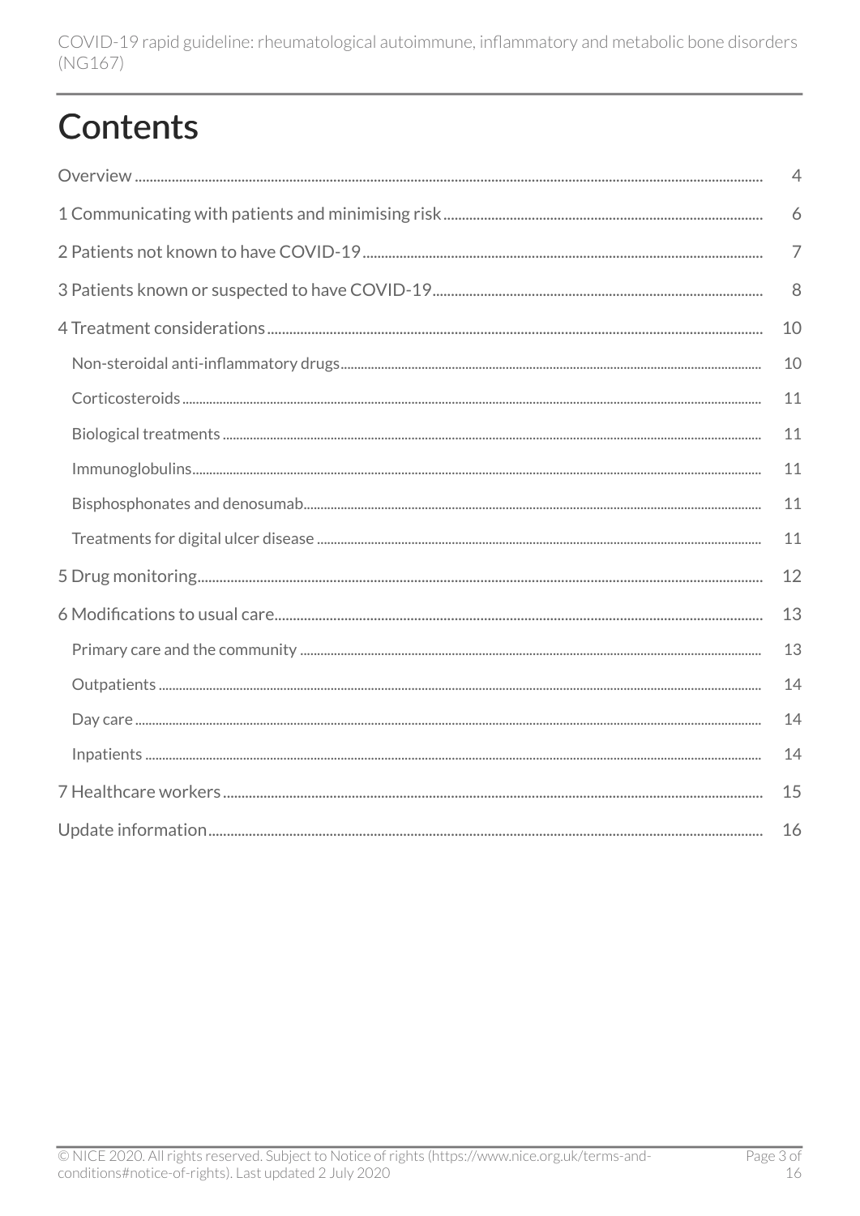# Contents

Overview .......... 4

1 Communicating with patients and minimising risk .......... 6

2 Patients not known to have COVID-19 .......... 7

3 Patients known or suspected to have COVID-19 .......... 8

4 Treatment considerations .......... 10

- Non-steroidal anti-inflammatory drugs .......... 10
- Corticosteroids .......... 11
- Biological treatments .......... 11
- Immunoglobulins .......... 11
- Bisphosphonates and denosumab .......... 11
- Treatments for digital ulcer disease .......... 11

5 Drug monitoring .......... 12

6 Modifications to usual care .......... 13

- Primary care and the community .......... 13
- Outpatients .......... 14
- Day care .......... 14
- Inpatients .......... 14

7 Healthcare workers .......... 15

Update information .......... 16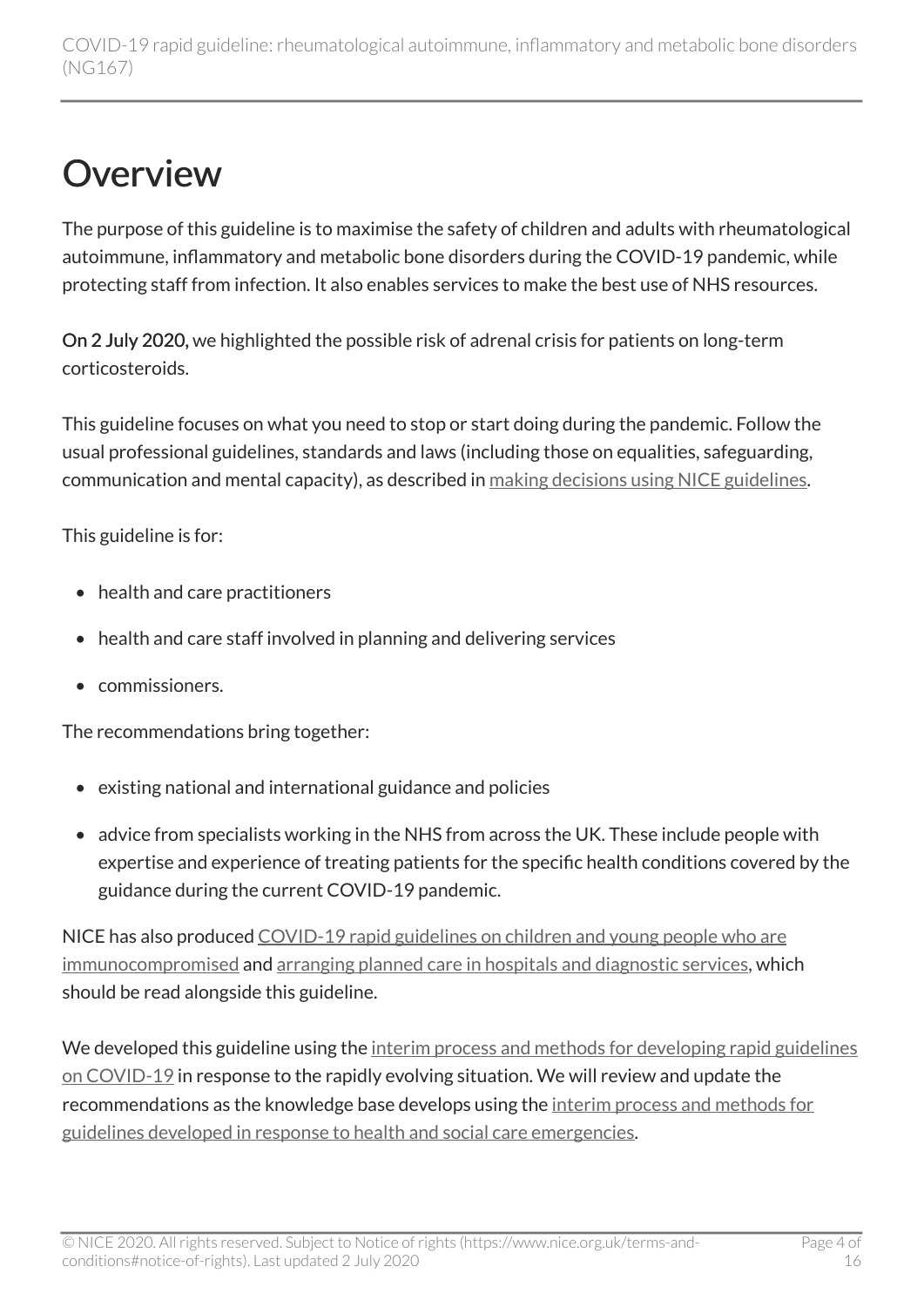# Overview

The purpose of this guideline is to maximise the safety of children and adults with rheumatological autoimmune, inflammatory and metabolic bone disorders during the COVID-19 pandemic, while protecting staff from infection. It also enables services to make the best use of NHS resources.

**On 2 July 2020,** we highlighted the possible risk of adrenal crisis for patients on long-term corticosteroids.

This guideline focuses on what you need to stop or start doing during the pandemic. Follow the usual professional guidelines, standards and laws (including those on equalities, safeguarding, communication and mental capacity), as described in making decisions using NICE guidelines.

This guideline is for:

- health and care practitioners
- health and care staff involved in planning and delivering services
- commissioners.

The recommendations bring together:

- existing national and international guidance and policies
- advice from specialists working in the NHS from across the UK. These include people with expertise and experience of treating patients for the specific health conditions covered by the guidance during the current COVID-19 pandemic.

NICE has also produced COVID-19 rapid guidelines on children and young people who are immunocompromised and arranging planned care in hospitals and diagnostic services, which should be read alongside this guideline.

We developed this guideline using the interim process and methods for developing rapid guidelines on COVID-19 in response to the rapidly evolving situation. We will review and update the recommendations as the knowledge base develops using the interim process and methods for guidelines developed in response to health and social care emergencies.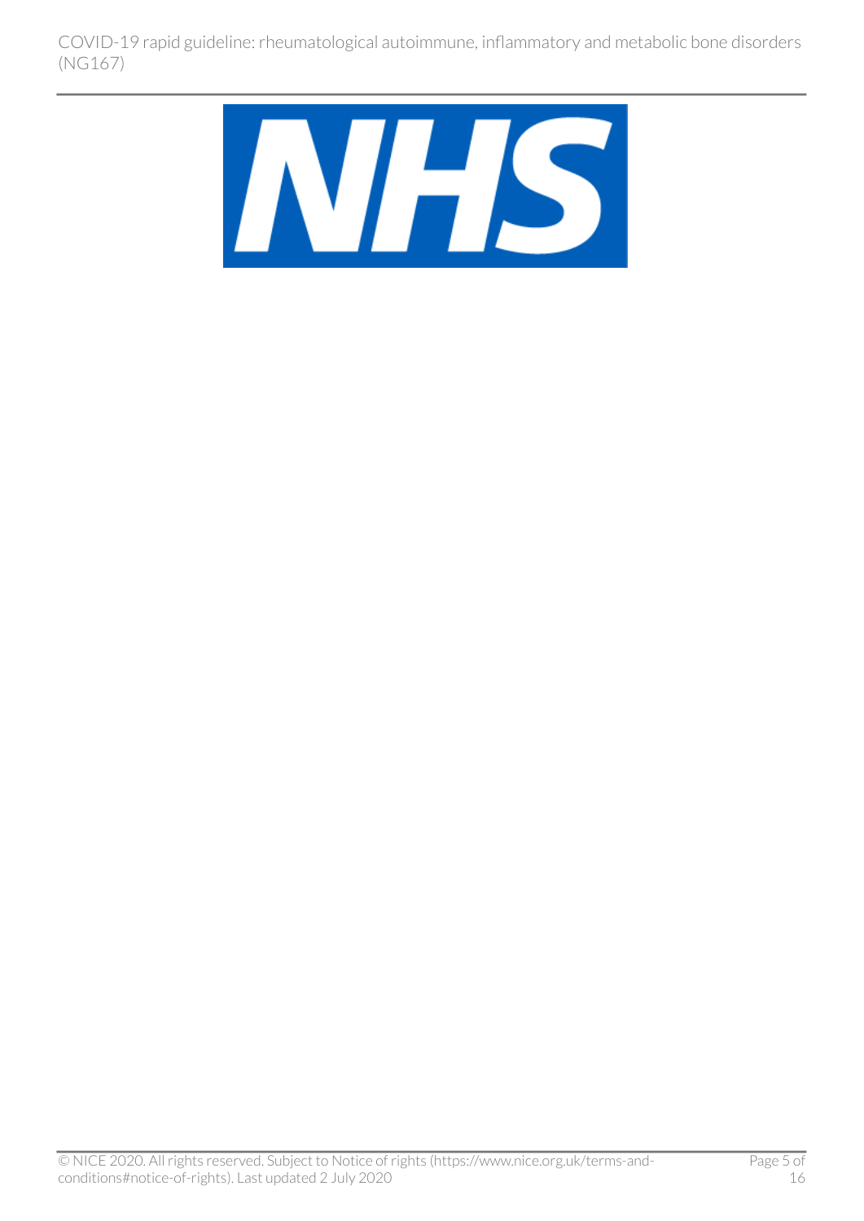NHS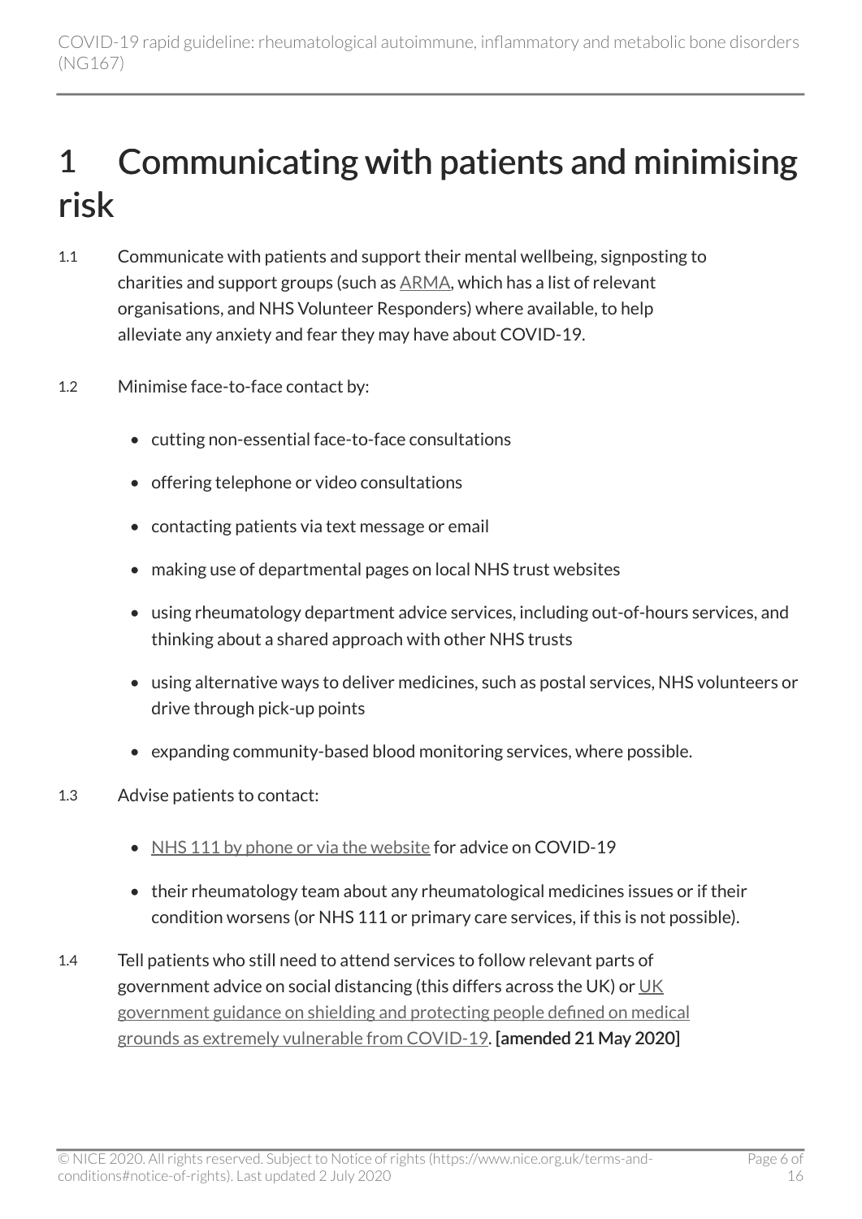# 1 Communicating with patients and minimising risk

1.1 Communicate with patients and support their mental wellbeing, signposting to charities and support groups (such as ARMA, which has a list of relevant organisations, and NHS Volunteer Responders) where available, to help alleviate any anxiety and fear they may have about COVID-19.

1.2 Minimise face-to-face contact by:

- cutting non-essential face-to-face consultations
- offering telephone or video consultations
- contacting patients via text message or email
- making use of departmental pages on local NHS trust websites
- using rheumatology department advice services, including out-of-hours services, and thinking about a shared approach with other NHS trusts
- using alternative ways to deliver medicines, such as postal services, NHS volunteers or drive through pick-up points
- expanding community-based blood monitoring services, where possible.

1.3 Advise patients to contact:

- NHS 111 by phone or via the website for advice on COVID-19
- their rheumatology team about any rheumatological medicines issues or if their condition worsens (or NHS 111 or primary care services, if this is not possible).

1.4 Tell patients who still need to attend services to follow relevant parts of government advice on social distancing (this differs across the UK) or UK government guidance on shielding and protecting people defined on medical grounds as extremely vulnerable from COVID-19. **[amended 21 May 2020]**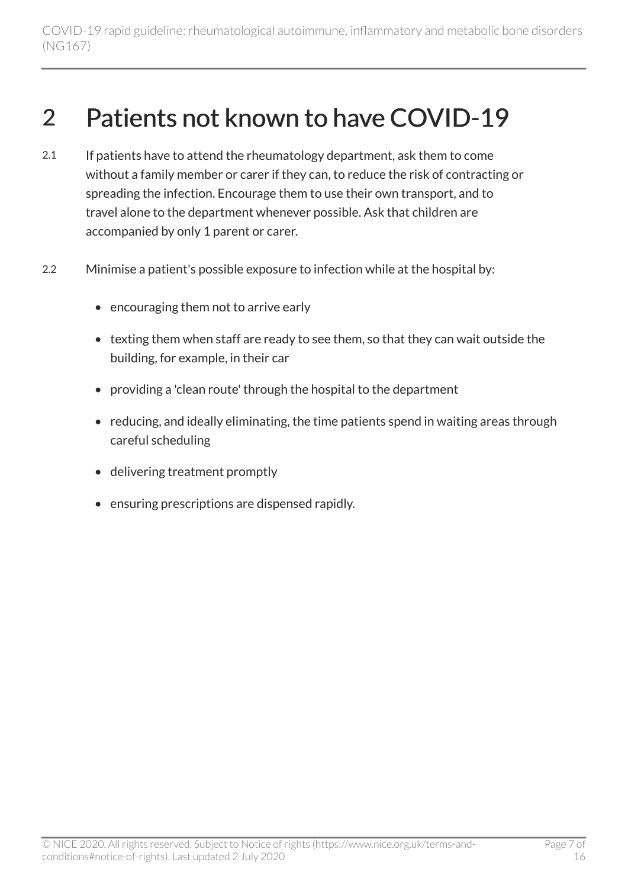# 2 Patients not known to have COVID-19

2.1 If patients have to attend the rheumatology department, ask them to come without a family member or carer if they can, to reduce the risk of contracting or spreading the infection. Encourage them to use their own transport, and to travel alone to the department whenever possible. Ask that children are accompanied by only 1 parent or carer.

2.2 Minimise a patient's possible exposure to infection while at the hospital by:

- encouraging them not to arrive early
- texting them when staff are ready to see them, so that they can wait outside the building, for example, in their car
- providing a 'clean route' through the hospital to the department
- reducing, and ideally eliminating, the time patients spend in waiting areas through careful scheduling
- delivering treatment promptly
- ensuring prescriptions are dispensed rapidly.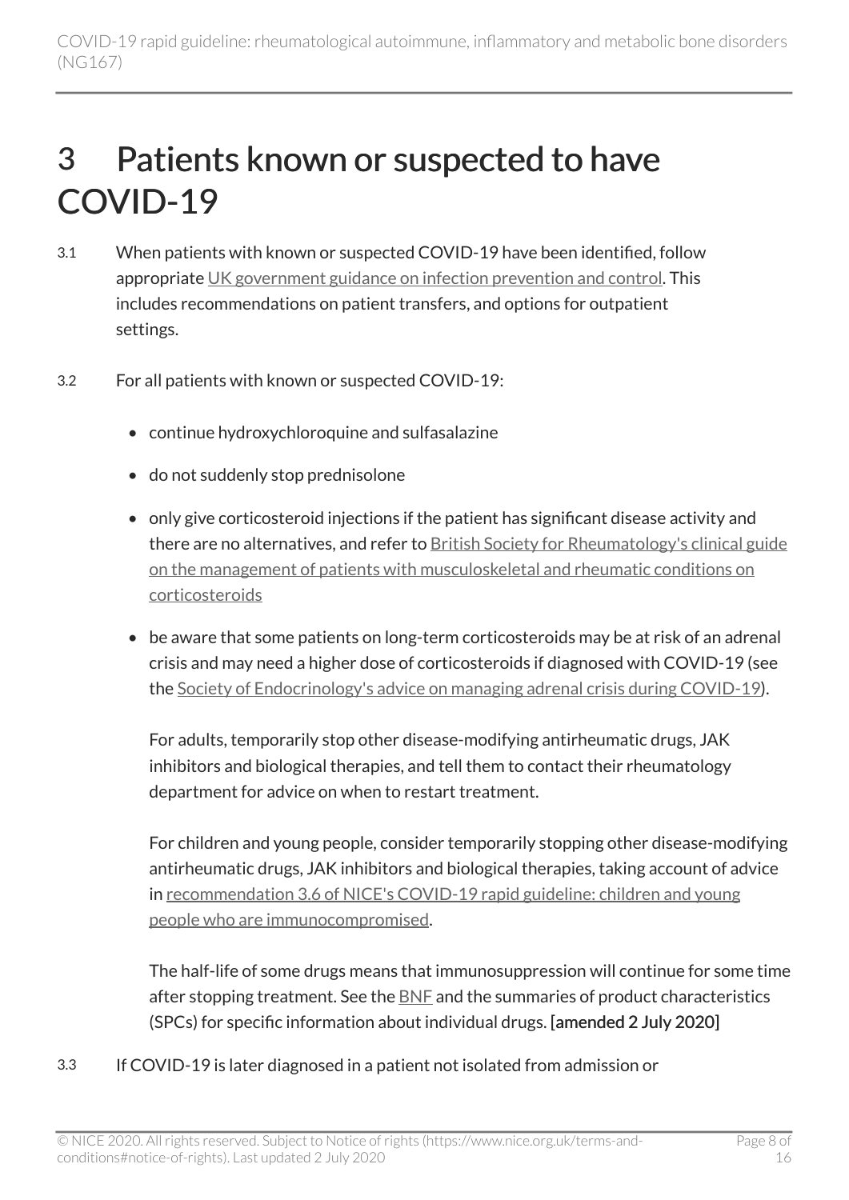# 3 Patients known or suspected to have COVID-19

3.1 When patients with known or suspected COVID-19 have been identified, follow appropriate UK government guidance on infection prevention and control. This includes recommendations on patient transfers, and options for outpatient settings.

3.2 For all patients with known or suspected COVID-19:

- continue hydroxychloroquine and sulfasalazine
- do not suddenly stop prednisolone
- only give corticosteroid injections if the patient has significant disease activity and there are no alternatives, and refer to British Society for Rheumatology's clinical guide on the management of patients with musculoskeletal and rheumatic conditions on corticosteroids
- be aware that some patients on long-term corticosteroids may be at risk of an adrenal crisis and may need a higher dose of corticosteroids if diagnosed with COVID-19 (see the Society of Endocrinology's advice on managing adrenal crisis during COVID-19).

  For adults, temporarily stop other disease-modifying antirheumatic drugs, JAK inhibitors and biological therapies, and tell them to contact their rheumatology department for advice on when to restart treatment.

  For children and young people, consider temporarily stopping other disease-modifying antirheumatic drugs, JAK inhibitors and biological therapies, taking account of advice in recommendation 3.6 of NICE's COVID-19 rapid guideline: children and young people who are immunocompromised.

  The half-life of some drugs means that immunosuppression will continue for some time after stopping treatment. See the BNF and the summaries of product characteristics (SPCs) for specific information about individual drugs. **[amended 2 July 2020]**

3.3 If COVID-19 is later diagnosed in a patient not isolated from admission or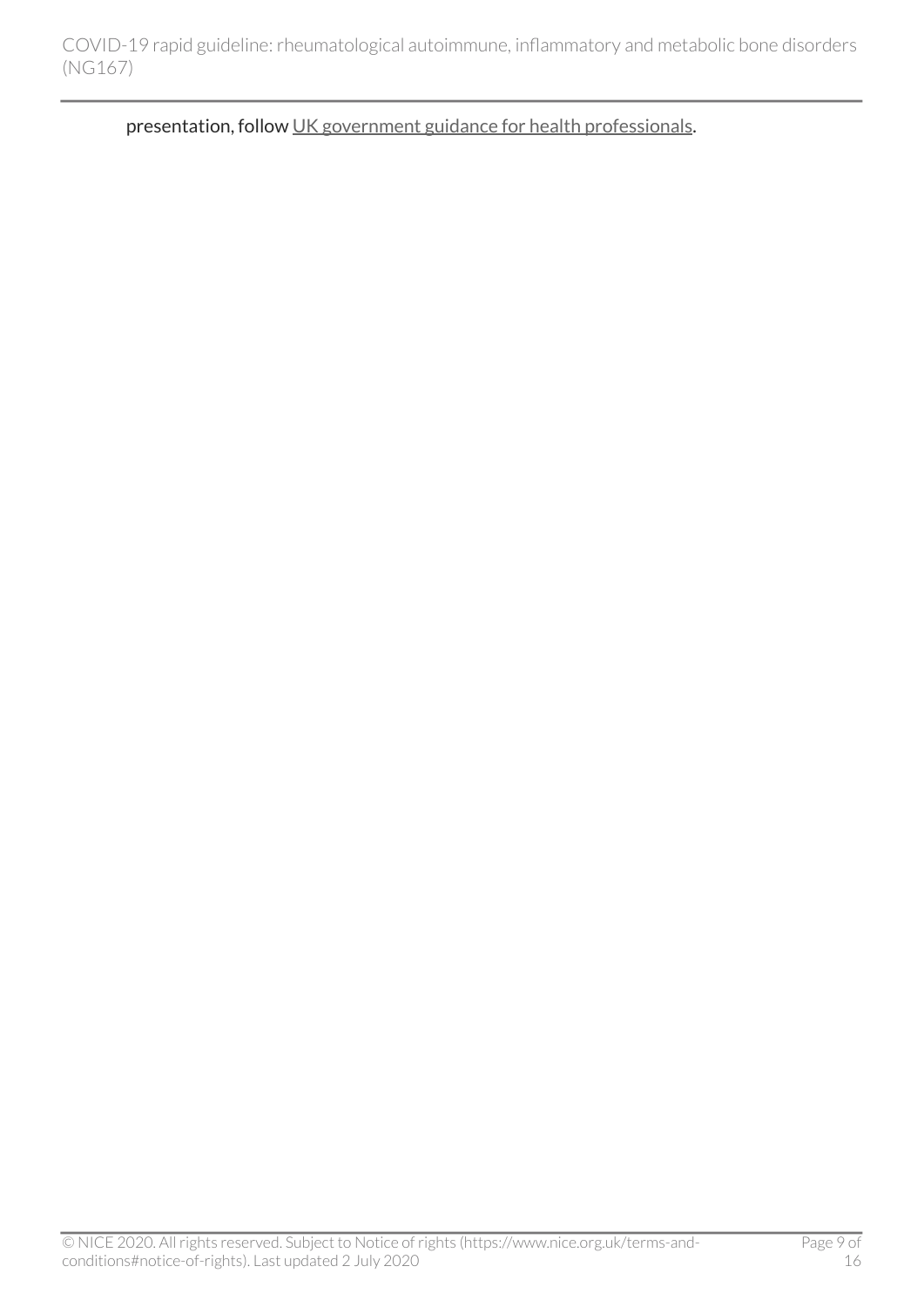presentation, follow UK government guidance for health professionals.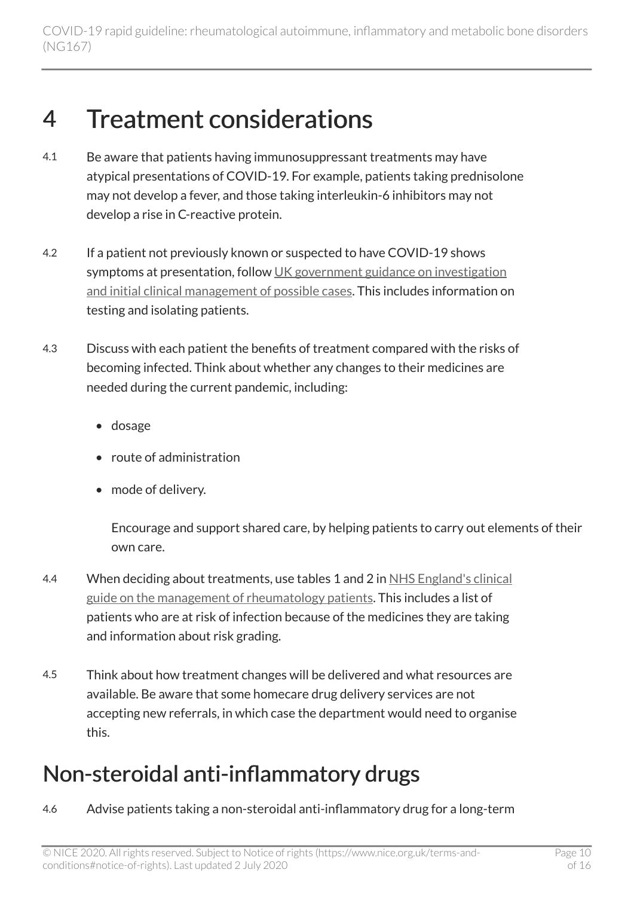# 4 Treatment considerations

4.1 Be aware that patients having immunosuppressant treatments may have atypical presentations of COVID-19. For example, patients taking prednisolone may not develop a fever, and those taking interleukin-6 inhibitors may not develop a rise in C-reactive protein.

4.2 If a patient not previously known or suspected to have COVID-19 shows symptoms at presentation, follow UK government guidance on investigation and initial clinical management of possible cases. This includes information on testing and isolating patients.

4.3 Discuss with each patient the benefits of treatment compared with the risks of becoming infected. Think about whether any changes to their medicines are needed during the current pandemic, including:

- dosage
- route of administration
- mode of delivery.

  Encourage and support shared care, by helping patients to carry out elements of their own care.

4.4 When deciding about treatments, use tables 1 and 2 in NHS England's clinical guide on the management of rheumatology patients. This includes a list of patients who are at risk of infection because of the medicines they are taking and information about risk grading.

4.5 Think about how treatment changes will be delivered and what resources are available. Be aware that some homecare drug delivery services are not accepting new referrals, in which case the department would need to organise this.

## Non-steroidal anti-inflammatory drugs

4.6 Advise patients taking a non-steroidal anti-inflammatory drug for a long-term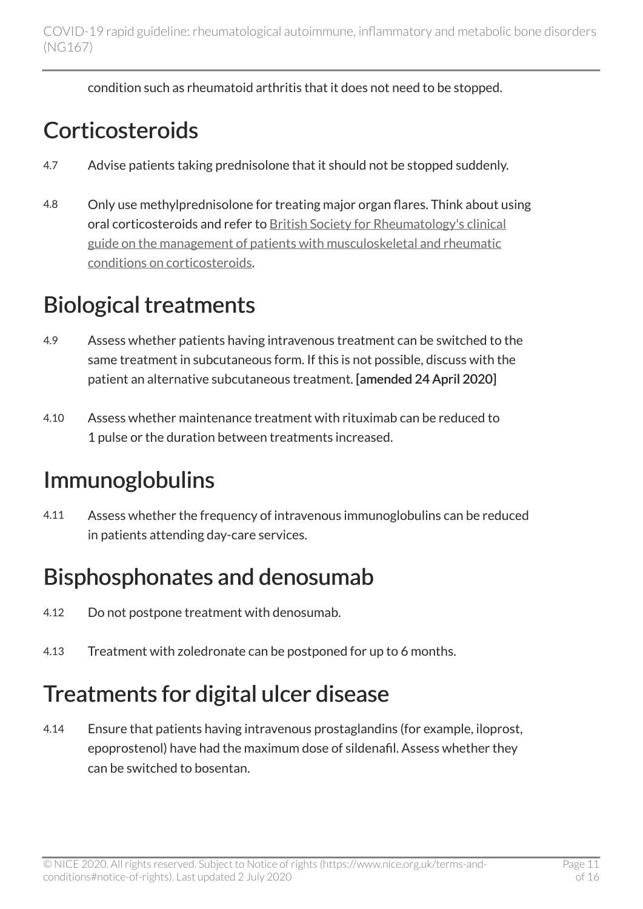condition such as rheumatoid arthritis that it does not need to be stopped.

## Corticosteroids

4.7 Advise patients taking prednisolone that it should not be stopped suddenly.

4.8 Only use methylprednisolone for treating major organ flares. Think about using oral corticosteroids and refer to British Society for Rheumatology's clinical guide on the management of patients with musculoskeletal and rheumatic conditions on corticosteroids.

## Biological treatments

4.9 Assess whether patients having intravenous treatment can be switched to the same treatment in subcutaneous form. If this is not possible, discuss with the patient an alternative subcutaneous treatment. **[amended 24 April 2020]**

4.10 Assess whether maintenance treatment with rituximab can be reduced to 1 pulse or the duration between treatments increased.

## Immunoglobulins

4.11 Assess whether the frequency of intravenous immunoglobulins can be reduced in patients attending day-care services.

## Bisphosphonates and denosumab

4.12 Do not postpone treatment with denosumab.

4.13 Treatment with zoledronate can be postponed for up to 6 months.

## Treatments for digital ulcer disease

4.14 Ensure that patients having intravenous prostaglandins (for example, iloprost, epoprostenol) have had the maximum dose of sildenafil. Assess whether they can be switched to bosentan.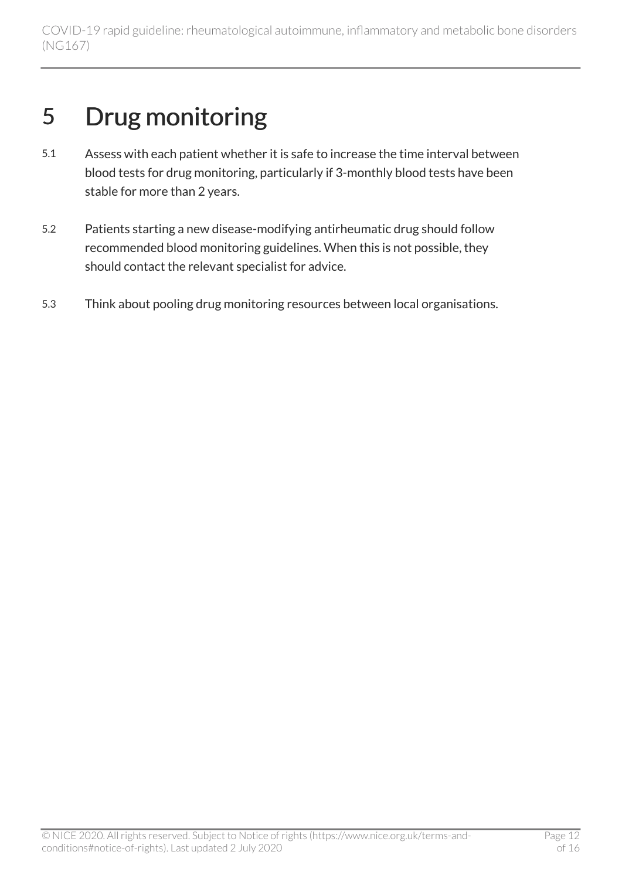# 5 Drug monitoring

5.1 Assess with each patient whether it is safe to increase the time interval between blood tests for drug monitoring, particularly if 3-monthly blood tests have been stable for more than 2 years.

5.2 Patients starting a new disease-modifying antirheumatic drug should follow recommended blood monitoring guidelines. When this is not possible, they should contact the relevant specialist for advice.

5.3 Think about pooling drug monitoring resources between local organisations.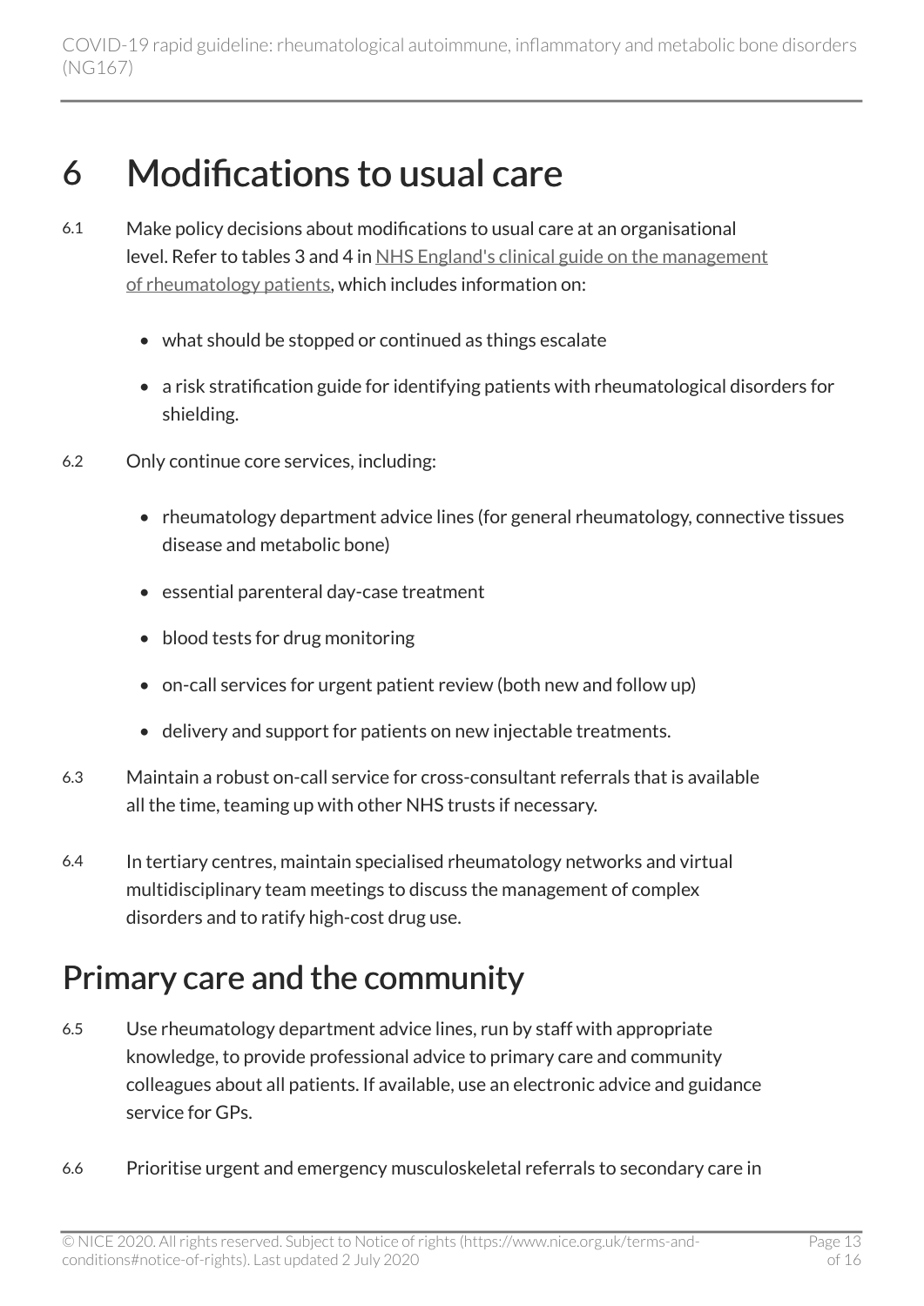# 6 Modifications to usual care

6.1 Make policy decisions about modifications to usual care at an organisational level. Refer to tables 3 and 4 in [NHS England's clinical guide on the management of rheumatology patients](), which includes information on:

- what should be stopped or continued as things escalate
- a risk stratification guide for identifying patients with rheumatological disorders for shielding.

6.2 Only continue core services, including:

- rheumatology department advice lines (for general rheumatology, connective tissues disease and metabolic bone)
- essential parenteral day-case treatment
- blood tests for drug monitoring
- on-call services for urgent patient review (both new and follow up)
- delivery and support for patients on new injectable treatments.

6.3 Maintain a robust on-call service for cross-consultant referrals that is available all the time, teaming up with other NHS trusts if necessary.

6.4 In tertiary centres, maintain specialised rheumatology networks and virtual multidisciplinary team meetings to discuss the management of complex disorders and to ratify high-cost drug use.

## Primary care and the community

6.5 Use rheumatology department advice lines, run by staff with appropriate knowledge, to provide professional advice to primary care and community colleagues about all patients. If available, use an electronic advice and guidance service for GPs.

6.6 Prioritise urgent and emergency musculoskeletal referrals to secondary care in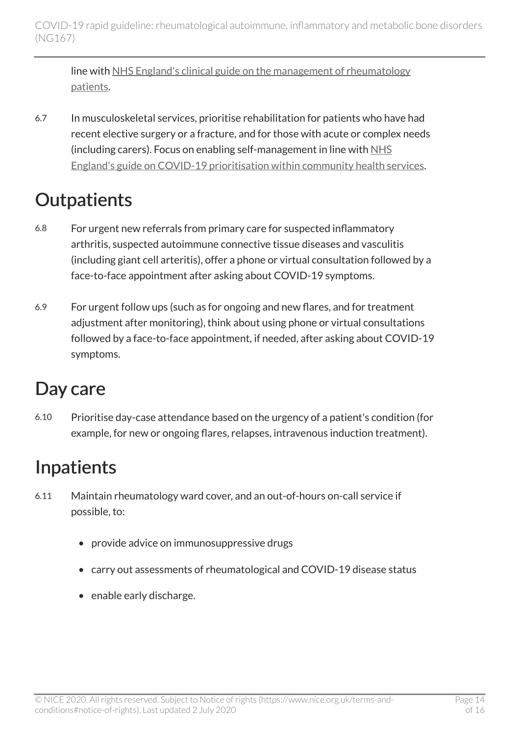line with NHS England's clinical guide on the management of rheumatology patients.

6.7 In musculoskeletal services, prioritise rehabilitation for patients who have had recent elective surgery or a fracture, and for those with acute or complex needs (including carers). Focus on enabling self-management in line with NHS England's guide on COVID-19 prioritisation within community health services.

## Outpatients

6.8 For urgent new referrals from primary care for suspected inflammatory arthritis, suspected autoimmune connective tissue diseases and vasculitis (including giant cell arteritis), offer a phone or virtual consultation followed by a face-to-face appointment after asking about COVID-19 symptoms.

6.9 For urgent follow ups (such as for ongoing and new flares, and for treatment adjustment after monitoring), think about using phone or virtual consultations followed by a face-to-face appointment, if needed, after asking about COVID-19 symptoms.

## Day care

6.10 Prioritise day-case attendance based on the urgency of a patient's condition (for example, for new or ongoing flares, relapses, intravenous induction treatment).

## Inpatients

6.11 Maintain rheumatology ward cover, and an out-of-hours on-call service if possible, to:

- provide advice on immunosuppressive drugs
- carry out assessments of rheumatological and COVID-19 disease status
- enable early discharge.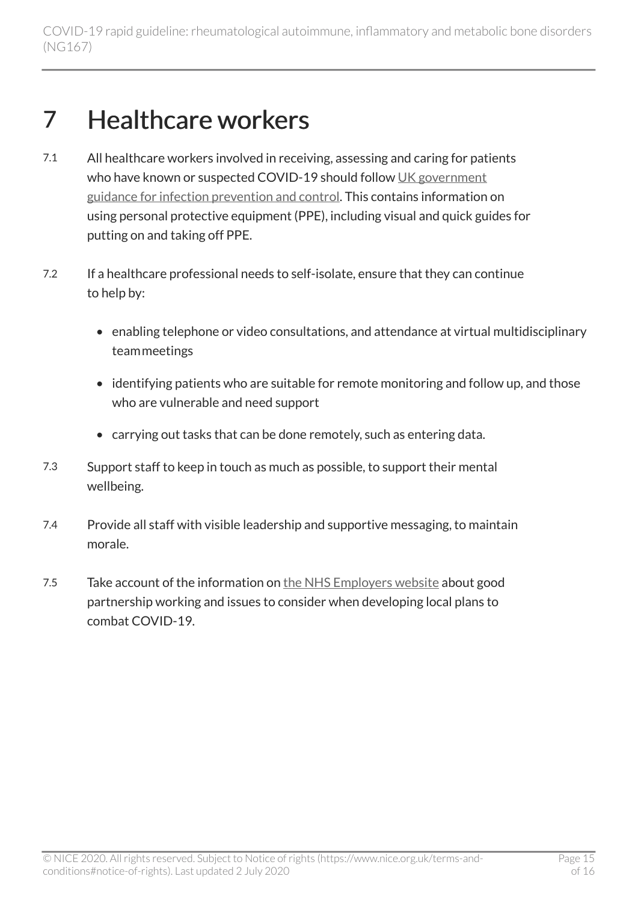# 7 Healthcare workers

7.1 All healthcare workers involved in receiving, assessing and caring for patients who have known or suspected COVID-19 should follow UK government guidance for infection prevention and control. This contains information on using personal protective equipment (PPE), including visual and quick guides for putting on and taking off PPE.

7.2 If a healthcare professional needs to self-isolate, ensure that they can continue to help by:

- enabling telephone or video consultations, and attendance at virtual multidisciplinary team meetings
- identifying patients who are suitable for remote monitoring and follow up, and those who are vulnerable and need support
- carrying out tasks that can be done remotely, such as entering data.

7.3 Support staff to keep in touch as much as possible, to support their mental wellbeing.

7.4 Provide all staff with visible leadership and supportive messaging, to maintain morale.

7.5 Take account of the information on the NHS Employers website about good partnership working and issues to consider when developing local plans to combat COVID-19.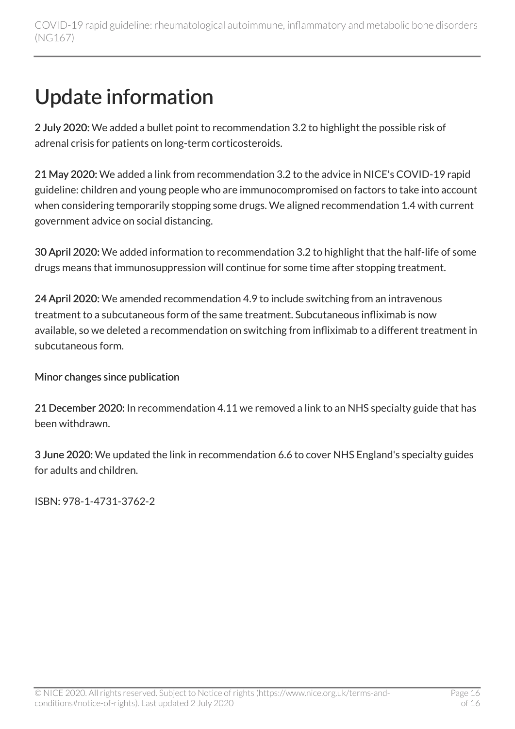# Update information

**2 July 2020:** We added a bullet point to recommendation 3.2 to highlight the possible risk of adrenal crisis for patients on long-term corticosteroids.

**21 May 2020:** We added a link from recommendation 3.2 to the advice in NICE's COVID-19 rapid guideline: children and young people who are immunocompromised on factors to take into account when considering temporarily stopping some drugs. We aligned recommendation 1.4 with current government advice on social distancing.

**30 April 2020:** We added information to recommendation 3.2 to highlight that the half-life of some drugs means that immunosuppression will continue for some time after stopping treatment.

**24 April 2020:** We amended recommendation 4.9 to include switching from an intravenous treatment to a subcutaneous form of the same treatment. Subcutaneous infliximab is now available, so we deleted a recommendation on switching from infliximab to a different treatment in subcutaneous form.

**Minor changes since publication**

**21 December 2020:** In recommendation 4.11 we removed a link to an NHS specialty guide that has been withdrawn.

**3 June 2020:** We updated the link in recommendation 6.6 to cover NHS England's specialty guides for adults and children.

ISBN: 978-1-4731-3762-2